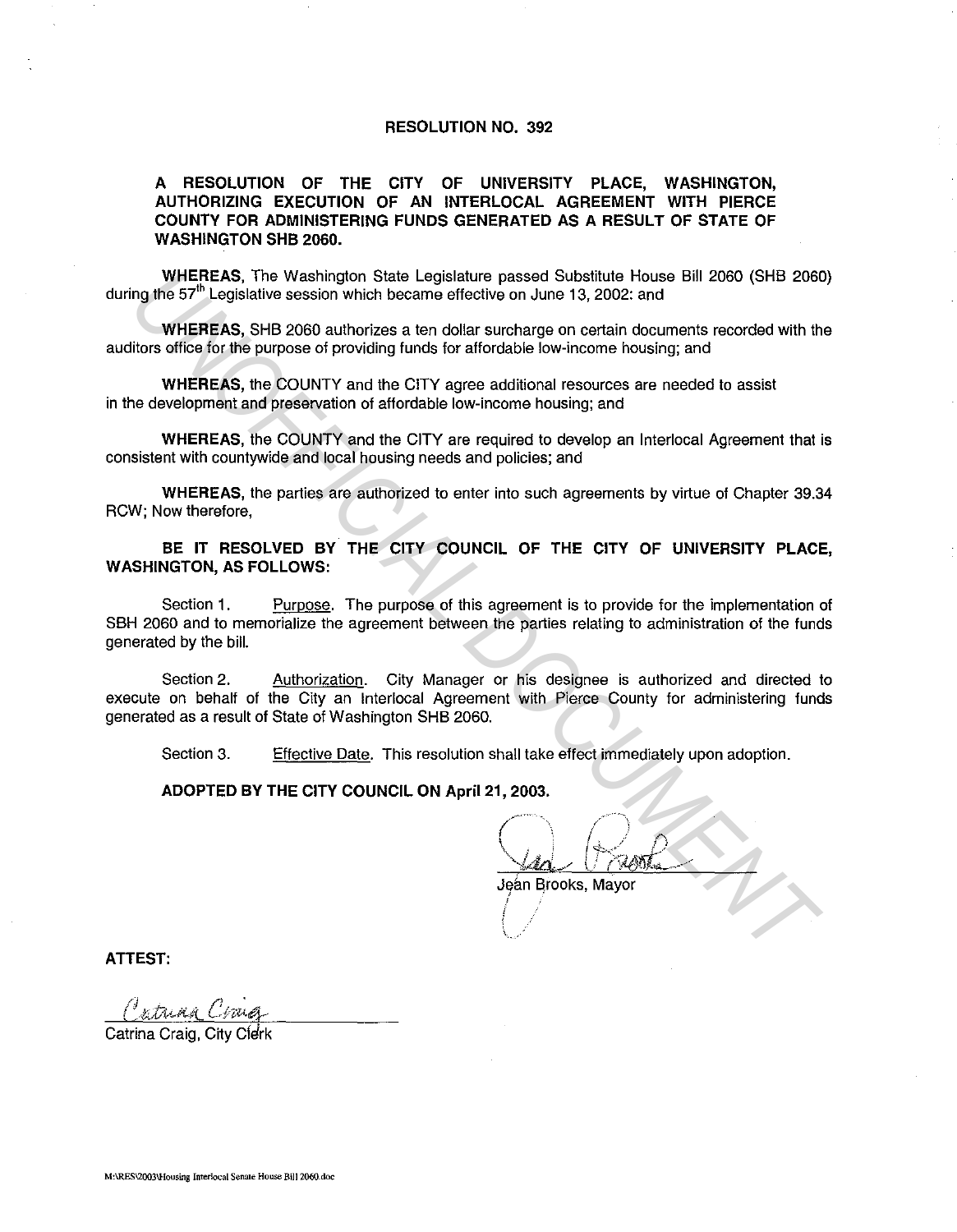# RESOLUTION NO. 392

**A RESOLUTION OF THE CITY OF UNIVERSITY PLACE, WASHINGTON, AUTHORIZING EXECUTION OF AN INTERLOCAL AGREEMENT WITH PIERCE COUNTY FOR ADMINISTERING FUNDS GENERATED AS A RESULT OF STATE OF WASHINGTON SHB 2060.**

**WHEREAS,** The Washington State Legislature passed Substitute House Bill 2060 (SHB 2060) during the 57th Legislative session which became effective on June 13, 2002: and

**WHEREAS,** SHB 2060 authorizes a ten dollar surcharge on certain documents recorded with the auditors office for the purpose of providing funds for affordable low-income housing; and

**WHEREAS,** the COUNTY and the CITY agree additional resources are needed to assist in the development and preservation of affordable low-income housing; and

**WHEREAS,** the COUNTY and the CITY are required to develop an Interlocal Agreement that is consistent with countywide and local housing needs and policies; and

**WHEREAS,** the parties are authorized to enter into such agreements by virtue of Chapter 39.34 RCW; Now therefore,

**BE IT RESOLVED BY THE CITY COUNCIL OF THE CITY OF UNIVERSITY PLACE, WASHINGTON, AS FOLLOWS:**

Section 1. Purpose. The purpose of this agreement is to provide for the implementation of SBH 2060 and to memorialize the agreement between the parties relating to administration of the funds generated by the bill.

Section 2. Authorization. City Manager or his designee is authorized and directed to execute on behalf of the City an Interlocal Agreement with Pierce County for administering funds generated as a result of State of Washington SHB 2060.

Section 3. Effective Date. This resolution shall take effect immediately upon adoption.

**ADOPTED BY THE CITY COUNCIL ON April 21, 2003.**

Jean Brooks, Mayor

**ATTEST:**

Catrina Craig, City Clerk

M:\RES\2003\Housing Interlocal Senate House Bill 2060.doc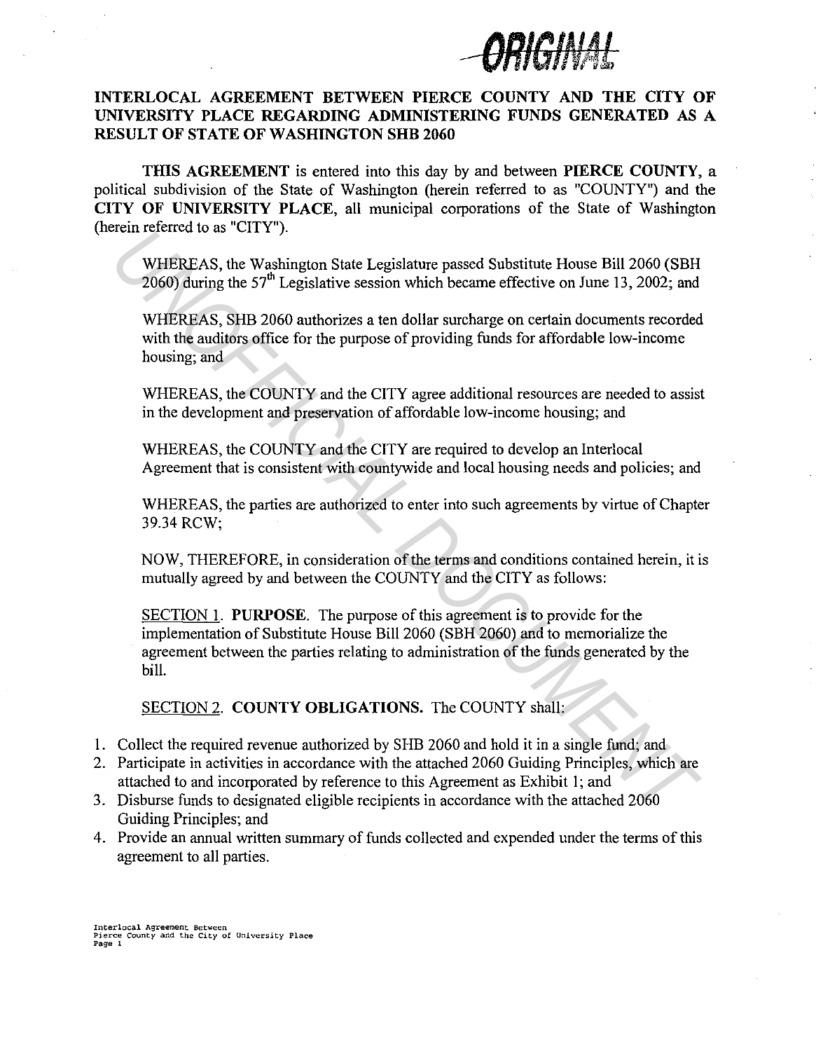**ORIGINAL**

**INTERLOCAL AGREEMENT BETWEEN PIERCE COUNTY AND THE CITY OF UNIVERSITY PLACE REGARDING ADMINISTERING FUNDS GENERATED AS A RESULT OF STATE OF WASHINGTON SHB 2060**

**THIS AGREEMENT** is entered into this day by and between **PIERCE COUNTY**, a political subdivision of the State of Washington (herein referred to as "COUNTY") and the **CITY OF UNIVERSITY PLACE**, all municipal corporations of the State of Washington (herein referred to as "CITY").

WHEREAS, the Washington State Legislature passed Substitute House Bill 2060 (SBH 2060) during the 57th Legislative session which became effective on June 13, 2002; and

WHEREAS, SHB 2060 authorizes a ten dollar surcharge on certain documents recorded with the auditors office for the purpose of providing funds for affordable low-income housing; and

WHEREAS, the COUNTY and the CITY agree additional resources are needed to assist in the development and preservation of affordable low-income housing; and

WHEREAS, the COUNTY and the CITY are required to develop an Interlocal Agreement that is consistent with countywide and local housing needs and policies; and

WHEREAS, the parties are authorized to enter into such agreements by virtue of Chapter 39.34 RCW;

NOW, THEREFORE, in consideration of the terms and conditions contained herein, it is mutually agreed by and between the COUNTY and the CITY as follows:

SECTION 1. **PURPOSE**. The purpose of this agreement is to provide for the implementation of Substitute House Bill 2060 (SBH 2060) and to memorialize the agreement between the parties relating to administration of the funds generated by the bill.

SECTION 2. **COUNTY OBLIGATIONS.** The COUNTY shall:

1. Collect the required revenue authorized by SHB 2060 and hold it in a single fund; and
2. Participate in activities in accordance with the attached 2060 Guiding Principles, which are attached to and incorporated by reference to this Agreement as Exhibit 1; and
3. Disburse funds to designated eligible recipients in accordance with the attached 2060 Guiding Principles; and
4. Provide an annual written summary of funds collected and expended under the terms of this agreement to all parties.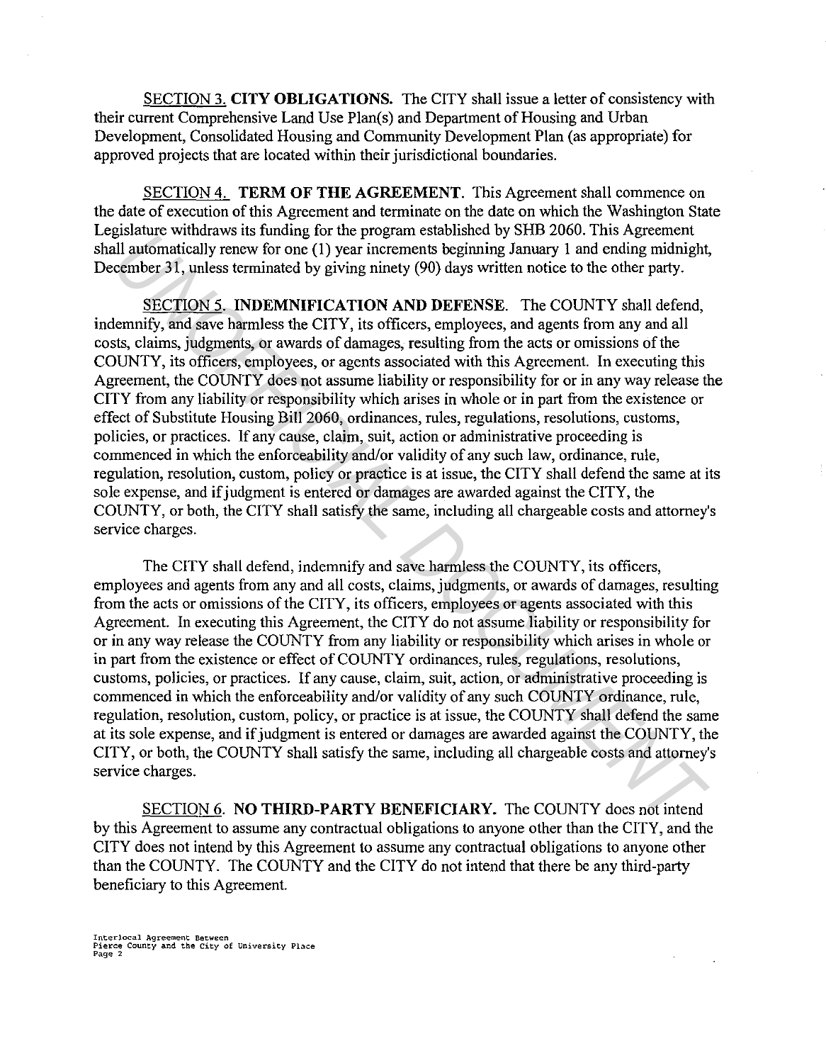SECTION 3. **CITY OBLIGATIONS.** The CITY shall issue a letter of consistency with their current Comprehensive Land Use Plan(s) and Department of Housing and Urban Development, Consolidated Housing and Community Development Plan (as appropriate) for approved projects that are located within their jurisdictional boundaries.

SECTION 4. **TERM OF THE AGREEMENT**. This Agreement shall commence on the date of execution of this Agreement and terminate on the date on which the Washington State Legislature withdraws its funding for the program established by SHB 2060. This Agreement shall automatically renew for one (1) year increments beginning January 1 and ending midnight, December 31, unless terminated by giving ninety (90) days written notice to the other party.

SECTION 5. **INDEMNIFICATION AND DEFENSE**. The COUNTY shall defend, indemnify, and save harmless the CITY, its officers, employees, and agents from any and all costs, claims, judgments, or awards of damages, resulting from the acts or omissions of the COUNTY, its officers, employees, or agents associated with this Agreement. In executing this Agreement, the COUNTY does not assume liability or responsibility for or in any way release the CITY from any liability or responsibility which arises in whole or in part from the existence or effect of Substitute Housing Bill 2060, ordinances, rules, regulations, resolutions, customs, policies, or practices. If any cause, claim, suit, action or administrative proceeding is commenced in which the enforceability and/or validity of any such law, ordinance, rule, regulation, resolution, custom, policy or practice is at issue, the CITY shall defend the same at its sole expense, and if judgment is entered or damages are awarded against the CITY, the COUNTY, or both, the CITY shall satisfy the same, including all chargeable costs and attorney's service charges.

The CITY shall defend, indemnify and save harmless the COUNTY, its officers, employees and agents from any and all costs, claims, judgments, or awards of damages, resulting from the acts or omissions of the CITY, its officers, employees or agents associated with this Agreement. In executing this Agreement, the CITY do not assume liability or responsibility for or in any way release the COUNTY from any liability or responsibility which arises in whole or in part from the existence or effect of COUNTY ordinances, rules, regulations, resolutions, customs, policies, or practices. If any cause, claim, suit, action, or administrative proceeding is commenced in which the enforceability and/or validity of any such COUNTY ordinance, rule, regulation, resolution, custom, policy, or practice is at issue, the COUNTY shall defend the same at its sole expense, and if judgment is entered or damages are awarded against the COUNTY, the CITY, or both, the COUNTY shall satisfy the same, including all chargeable costs and attorney's service charges.

SECTION 6. **NO THIRD-PARTY BENEFICIARY.** The COUNTY does not intend by this Agreement to assume any contractual obligations to anyone other than the CITY, and the CITY does not intend by this Agreement to assume any contractual obligations to anyone other than the COUNTY. The COUNTY and the CITY do not intend that there be any third-party beneficiary to this Agreement.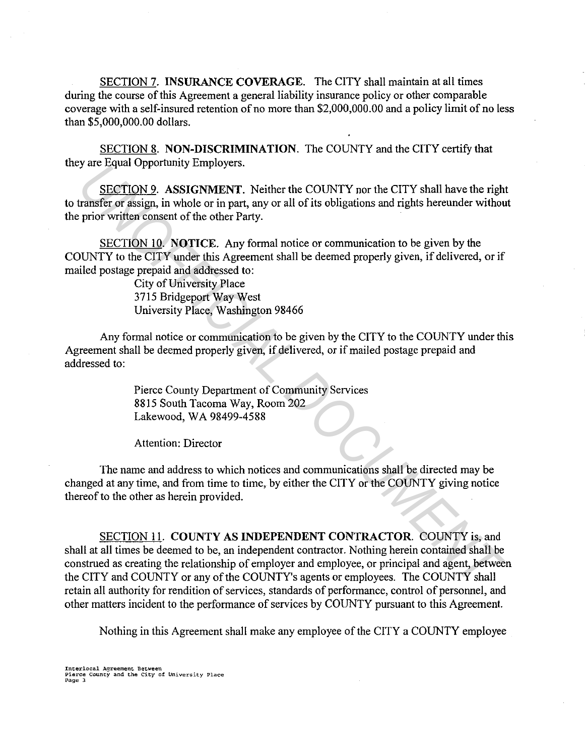<u>SECTION 7</u>. **INSURANCE COVERAGE**. The CITY shall maintain at all times during the course of this Agreement a general liability insurance policy or other comparable coverage with a self-insured retention of no more than $2,000,000.00 and a policy limit of no less than $5,000,000.00 dollars.

<u>SECTION 8</u>. **NON-DISCRIMINATION**. The COUNTY and the CITY certify that they are Equal Opportunity Employers.

<u>SECTION 9</u>. **ASSIGNMENT**. Neither the COUNTY nor the CITY shall have the right to transfer or assign, in whole or in part, any or all of its obligations and rights hereunder without the prior written consent of the other Party.

<u>SECTION 10</u>. **NOTICE**. Any formal notice or communication to be given by the COUNTY to the CITY under this Agreement shall be deemed properly given, if delivered, or if mailed postage prepaid and addressed to:

City of University Place
3715 Bridgeport Way West
University Place, Washington 98466

Any formal notice or communication to be given by the CITY to the COUNTY under this Agreement shall be deemed properly given, if delivered, or if mailed postage prepaid and addressed to:

Pierce County Department of Community Services
8815 South Tacoma Way, Room 202
Lakewood, WA 98499-4588

Attention: Director

The name and address to which notices and communications shall be directed may be changed at any time, and from time to time, by either the CITY or the COUNTY giving notice thereof to the other as herein provided.

<u>SECTION 11</u>. **COUNTY AS INDEPENDENT CONTRACTOR**. COUNTY is, and shall at all times be deemed to be, an independent contractor. Nothing herein contained shall be construed as creating the relationship of employer and employee, or principal and agent, between the CITY and COUNTY or any of the COUNTY's agents or employees. The COUNTY shall retain all authority for rendition of services, standards of performance, control of personnel, and other matters incident to the performance of services by COUNTY pursuant to this Agreement.

Nothing in this Agreement shall make any employee of the CITY a COUNTY employee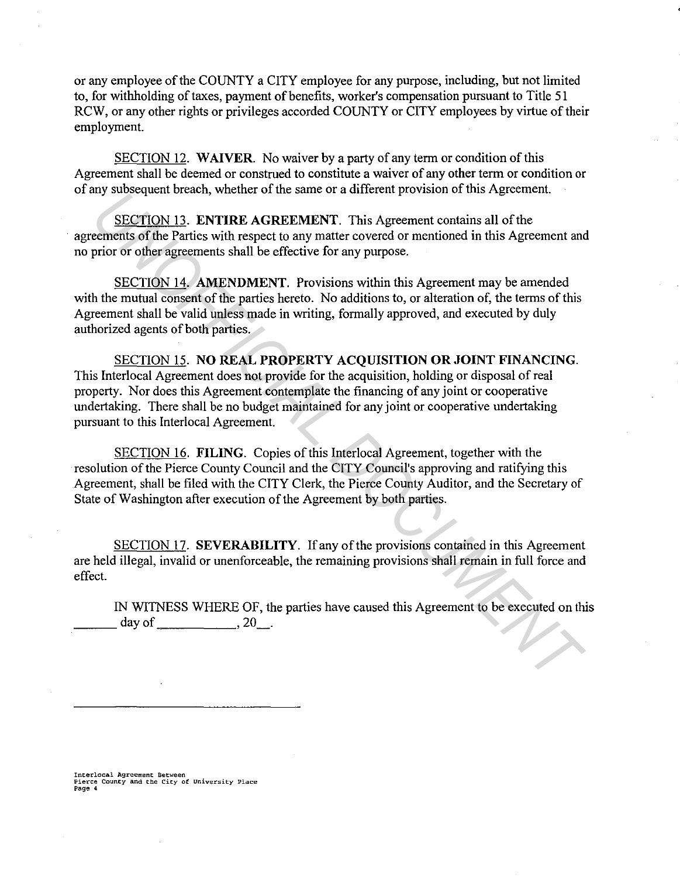or any employee of the COUNTY a CITY employee for any purpose, including, but not limited to, for withholding of taxes, payment of benefits, worker's compensation pursuant to Title 51 RCW, or any other rights or privileges accorded COUNTY or CITY employees by virtue of their employment.

SECTION 12. **WAIVER**. No waiver by a party of any term or condition of this Agreement shall be deemed or construed to constitute a waiver of any other term or condition or of any subsequent breach, whether of the same or a different provision of this Agreement.

SECTION 13. **ENTIRE AGREEMENT**. This Agreement contains all of the agreements of the Parties with respect to any matter covered or mentioned in this Agreement and no prior or other agreements shall be effective for any purpose.

SECTION 14. **AMENDMENT**. Provisions within this Agreement may be amended with the mutual consent of the parties hereto. No additions to, or alteration of, the terms of this Agreement shall be valid unless made in writing, formally approved, and executed by duly authorized agents of both parties.

SECTION 15. **NO REAL PROPERTY ACQUISITION OR JOINT FINANCING**. This Interlocal Agreement does not provide for the acquisition, holding or disposal of real property. Nor does this Agreement contemplate the financing of any joint or cooperative undertaking. There shall be no budget maintained for any joint or cooperative undertaking pursuant to this Interlocal Agreement.

SECTION 16. **FILING**. Copies of this Interlocal Agreement, together with the resolution of the Pierce County Council and the CITY Council's approving and ratifying this Agreement, shall be filed with the CITY Clerk, the Pierce County Auditor, and the Secretary of State of Washington after execution of the Agreement by both parties.

SECTION 17. **SEVERABILITY**. If any of the provisions contained in this Agreement are held illegal, invalid or unenforceable, the remaining provisions shall remain in full force and effect.

IN WITNESS WHERE OF, the parties have caused this Agreement to be executed on this ______ day of ___________, 20__.

______________________________

Interlocal Agreement Between
Pierce County and the City of University Place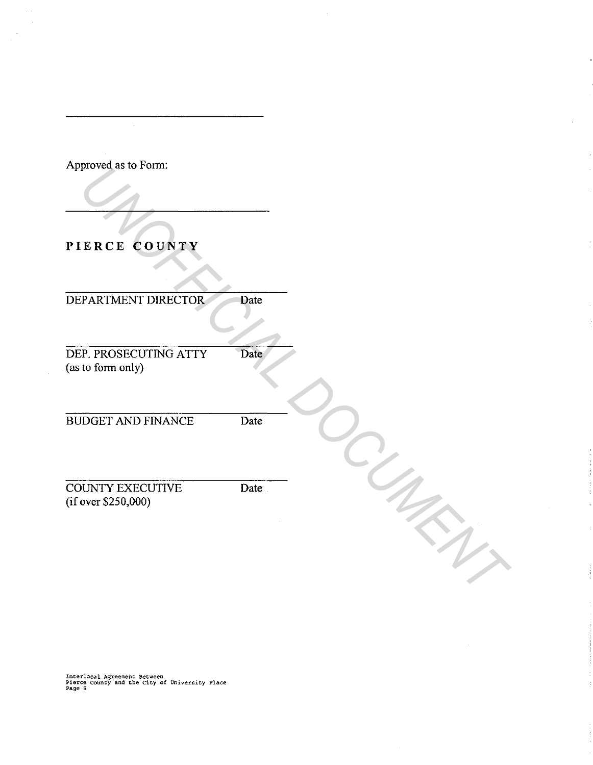\_\_\_\_\_\_\_\_\_\_\_\_\_\_\_\_\_\_\_\_\_\_\_\_\_\_\_\_\_\_

Approved as to Form:

\_\_\_\_\_\_\_\_\_\_\_\_\_\_\_\_\_\_\_\_\_\_\_\_\_\_\_\_\_\_

**PIERCE COUNTY**

\_\_\_\_\_\_\_\_\_\_\_\_\_\_\_\_\_\_\_\_\_\_\_\_\_\_\_\_\_\_\_\_\_\_\_\_

DEPARTMENT DIRECTOR Date

\_\_\_\_\_\_\_\_\_\_\_\_\_\_\_\_\_\_\_\_\_\_\_\_\_\_\_\_\_\_\_\_\_\_\_\_

DEP. PROSECUTING ATTY Date
(as to form only)

\_\_\_\_\_\_\_\_\_\_\_\_\_\_\_\_\_\_\_\_\_\_\_\_\_\_\_\_\_\_\_\_\_\_\_\_

BUDGET AND FINANCE Date

\_\_\_\_\_\_\_\_\_\_\_\_\_\_\_\_\_\_\_\_\_\_\_\_\_\_\_\_\_\_\_\_\_\_\_\_

COUNTY EXECUTIVE Date
(if over $250,000)

UNOFFICIAL DOCUMENT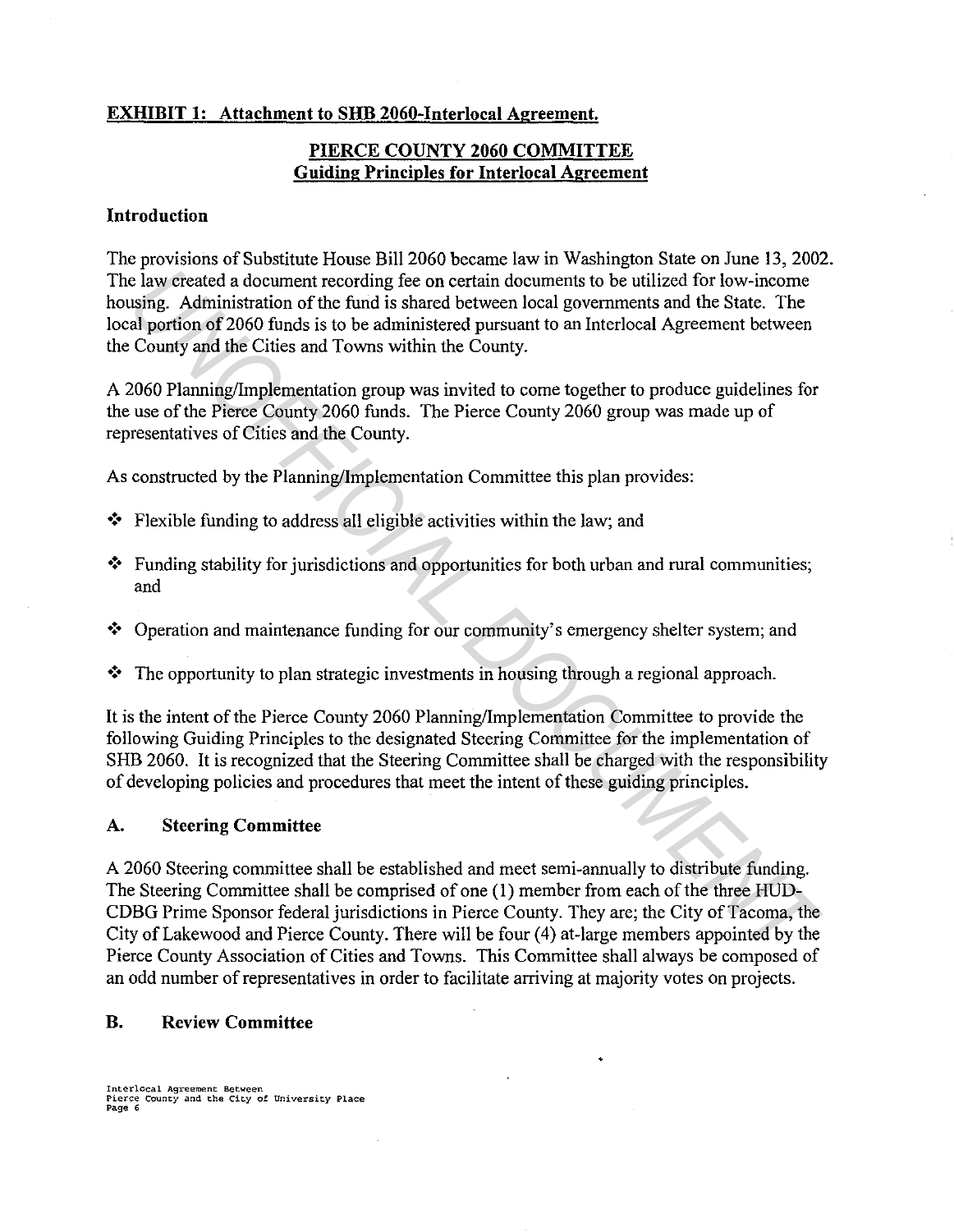**EXHIBIT 1: Attachment to SHB 2060-Interlocal Agreement.**

## PIERCE COUNTY 2060 COMMITTEE
### Guiding Principles for Interlocal Agreement

**Introduction**

The provisions of Substitute House Bill 2060 became law in Washington State on June 13, 2002. The law created a document recording fee on certain documents to be utilized for low-income housing. Administration of the fund is shared between local governments and the State. The local portion of 2060 funds is to be administered pursuant to an Interlocal Agreement between the County and the Cities and Towns within the County.

A 2060 Planning/Implementation group was invited to come together to produce guidelines for the use of the Pierce County 2060 funds. The Pierce County 2060 group was made up of representatives of Cities and the County.

As constructed by the Planning/Implementation Committee this plan provides:

- Flexible funding to address all eligible activities within the law; and
- Funding stability for jurisdictions and opportunities for both urban and rural communities; and
- Operation and maintenance funding for our community's emergency shelter system; and
- The opportunity to plan strategic investments in housing through a regional approach.

It is the intent of the Pierce County 2060 Planning/Implementation Committee to provide the following Guiding Principles to the designated Steering Committee for the implementation of SHB 2060. It is recognized that the Steering Committee shall be charged with the responsibility of developing policies and procedures that meet the intent of these guiding principles.

**A. Steering Committee**

A 2060 Steering committee shall be established and meet semi-annually to distribute funding. The Steering Committee shall be comprised of one (1) member from each of the three HUD-CDBG Prime Sponsor federal jurisdictions in Pierce County. They are; the City of Tacoma, the City of Lakewood and Pierce County. There will be four (4) at-large members appointed by the Pierce County Association of Cities and Towns. This Committee shall always be composed of an odd number of representatives in order to facilitate arriving at majority votes on projects.

**B. Review Committee**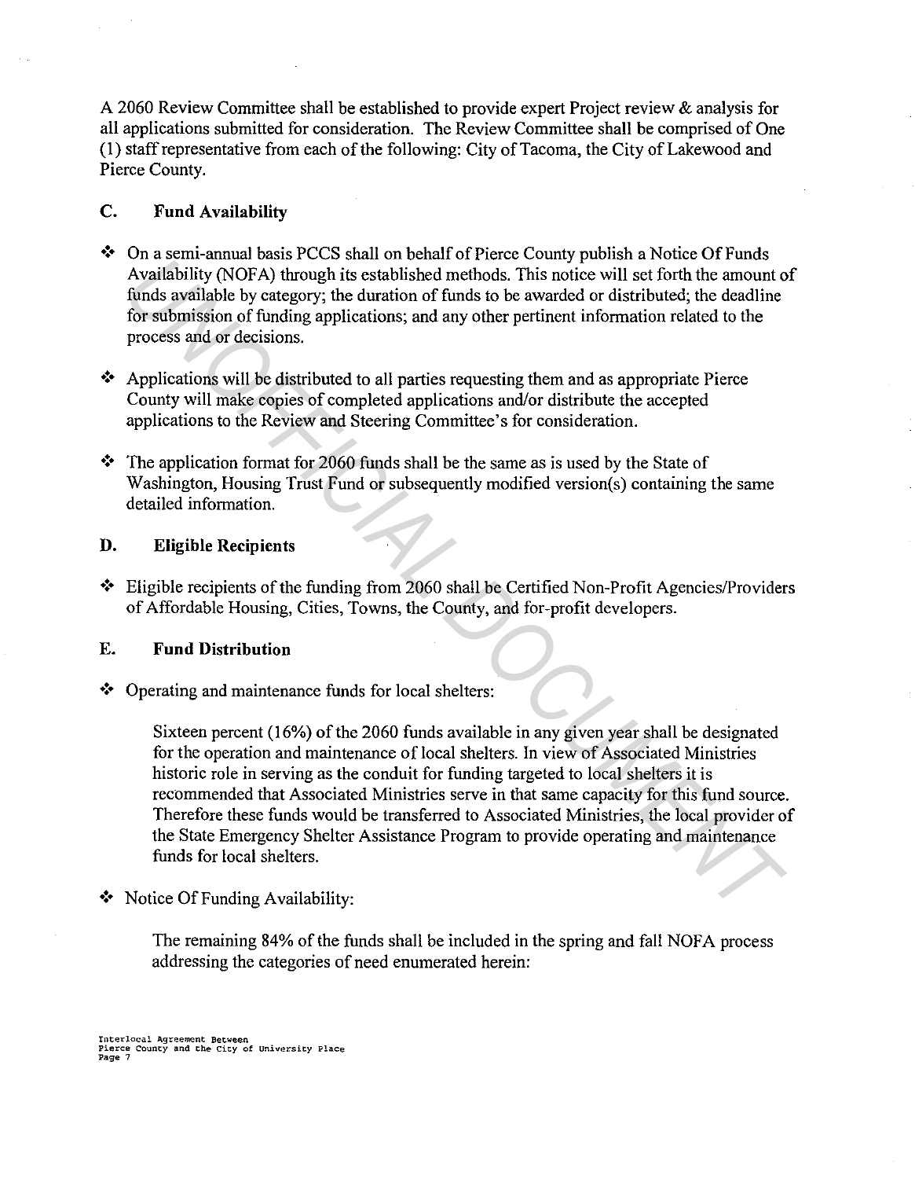A 2060 Review Committee shall be established to provide expert Project review & analysis for all applications submitted for consideration. The Review Committee shall be comprised of One (1) staff representative from each of the following: City of Tacoma, the City of Lakewood and Pierce County.

## C. Fund Availability

- On a semi-annual basis PCCS shall on behalf of Pierce County publish a Notice Of Funds Availability (NOFA) through its established methods. This notice will set forth the amount of funds available by category; the duration of funds to be awarded or distributed; the deadline for submission of funding applications; and any other pertinent information related to the process and or decisions.

- Applications will be distributed to all parties requesting them and as appropriate Pierce County will make copies of completed applications and/or distribute the accepted applications to the Review and Steering Committee's for consideration.

- The application format for 2060 funds shall be the same as is used by the State of Washington, Housing Trust Fund or subsequently modified version(s) containing the same detailed information.

## D. Eligible Recipients

- Eligible recipients of the funding from 2060 shall be Certified Non-Profit Agencies/Providers of Affordable Housing, Cities, Towns, the County, and for-profit developers.

## E. Fund Distribution

- Operating and maintenance funds for local shelters:

  Sixteen percent (16%) of the 2060 funds available in any given year shall be designated for the operation and maintenance of local shelters. In view of Associated Ministries historic role in serving as the conduit for funding targeted to local shelters it is recommended that Associated Ministries serve in that same capacity for this fund source. Therefore these funds would be transferred to Associated Ministries, the local provider of the State Emergency Shelter Assistance Program to provide operating and maintenance funds for local shelters.

- Notice Of Funding Availability:

  The remaining 84% of the funds shall be included in the spring and fall NOFA process addressing the categories of need enumerated herein: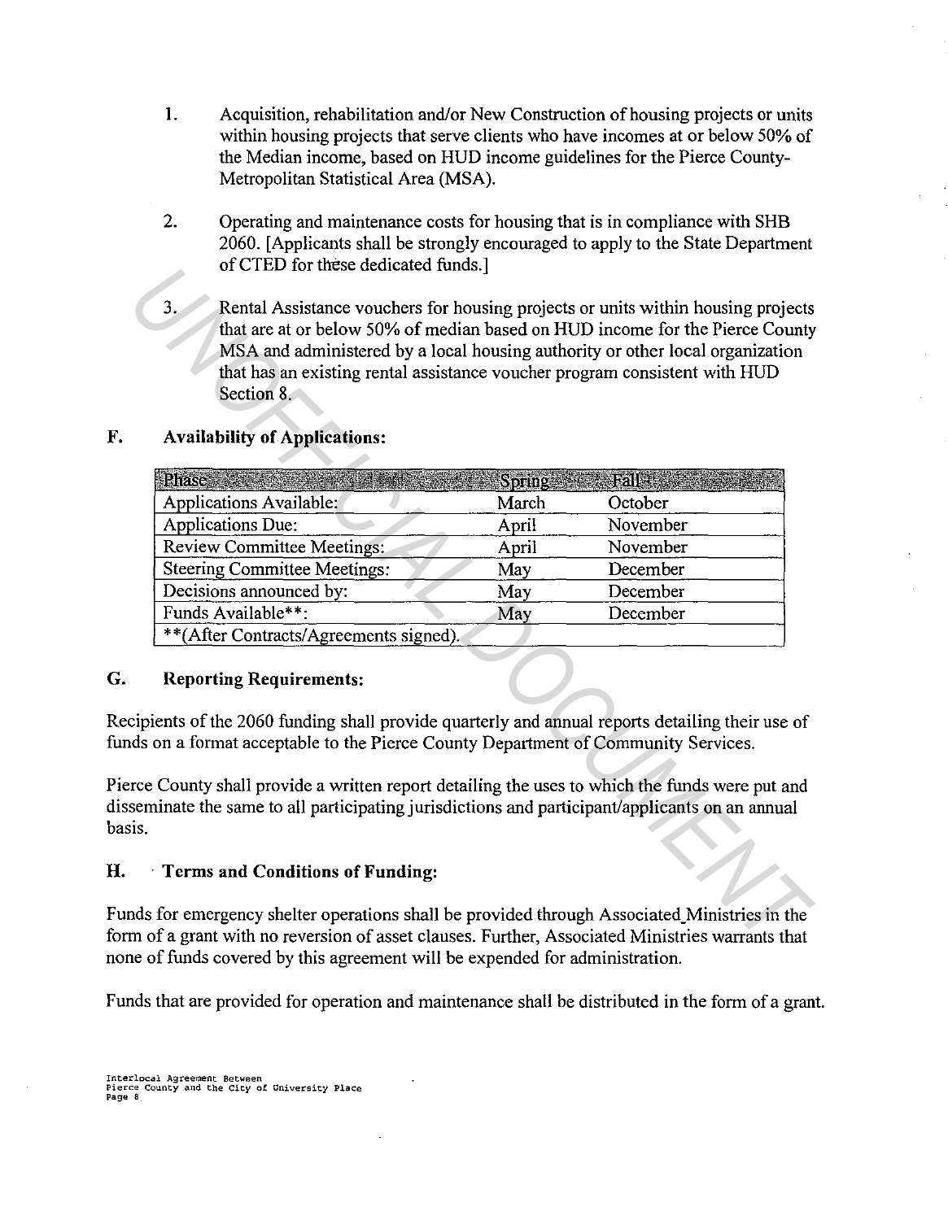1. Acquisition, rehabilitation and/or New Construction of housing projects or units within housing projects that serve clients who have incomes at or below 50% of the Median income, based on HUD income guidelines for the Pierce County-Metropolitan Statistical Area (MSA).

2. Operating and maintenance costs for housing that is in compliance with SHB 2060. [Applicants shall be strongly encouraged to apply to the State Department of CTED for these dedicated funds.]

3. Rental Assistance vouchers for housing projects or units within housing projects that are at or below 50% of median based on HUD income for the Pierce County MSA and administered by a local housing authority or other local organization that has an existing rental assistance voucher program consistent with HUD Section 8.

## F. Availability of Applications:

| Phase | Spring | Fall |
|---|---|---|
| Applications Available: | March | October |
| Applications Due: | April | November |
| Review Committee Meetings: | April | November |
| Steering Committee Meetings: | May | December |
| Decisions announced by: | May | December |
| Funds Available**: | May | December |
| **(After Contracts/Agreements signed). | | |

## G. Reporting Requirements:

Recipients of the 2060 funding shall provide quarterly and annual reports detailing their use of funds on a format acceptable to the Pierce County Department of Community Services.

Pierce County shall provide a written report detailing the uses to which the funds were put and disseminate the same to all participating jurisdictions and participant/applicants on an annual basis.

## H. Terms and Conditions of Funding:

Funds for emergency shelter operations shall be provided through Associated Ministries in the form of a grant with no reversion of asset clauses. Further, Associated Ministries warrants that none of funds covered by this agreement will be expended for administration.

Funds that are provided for operation and maintenance shall be distributed in the form of a grant.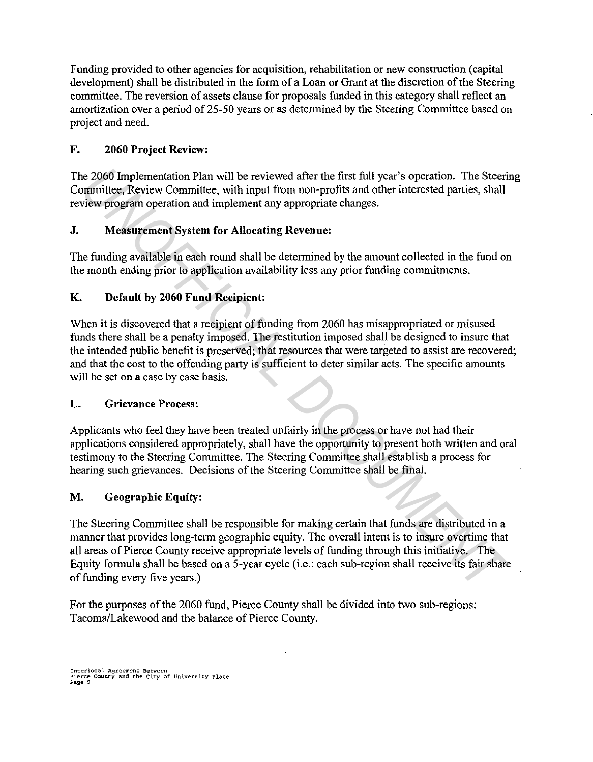Funding provided to other agencies for acquisition, rehabilitation or new construction (capital development) shall be distributed in the form of a Loan or Grant at the discretion of the Steering committee. The reversion of assets clause for proposals funded in this category shall reflect an amortization over a period of 25-50 years or as determined by the Steering Committee based on project and need.

## F. 2060 Project Review:

The 2060 Implementation Plan will be reviewed after the first full year's operation. The Steering Committee, Review Committee, with input from non-profits and other interested parties, shall review program operation and implement any appropriate changes.

## J. Measurement System for Allocating Revenue:

The funding available in each round shall be determined by the amount collected in the fund on the month ending prior to application availability less any prior funding commitments.

## K. Default by 2060 Fund Recipient:

When it is discovered that a recipient of funding from 2060 has misappropriated or misused funds there shall be a penalty imposed. The restitution imposed shall be designed to insure that the intended public benefit is preserved; that resources that were targeted to assist are recovered; and that the cost to the offending party is sufficient to deter similar acts. The specific amounts will be set on a case by case basis.

## L. Grievance Process:

Applicants who feel they have been treated unfairly in the process or have not had their applications considered appropriately, shall have the opportunity to present both written and oral testimony to the Steering Committee. The Steering Committee shall establish a process for hearing such grievances. Decisions of the Steering Committee shall be final.

## M. Geographic Equity:

The Steering Committee shall be responsible for making certain that funds are distributed in a manner that provides long-term geographic equity. The overall intent is to insure overtime that all areas of Pierce County receive appropriate levels of funding through this initiative. The Equity formula shall be based on a 5-year cycle (i.e.: each sub-region shall receive its fair share of funding every five years.)

For the purposes of the 2060 fund, Pierce County shall be divided into two sub-regions: Tacoma/Lakewood and the balance of Pierce County.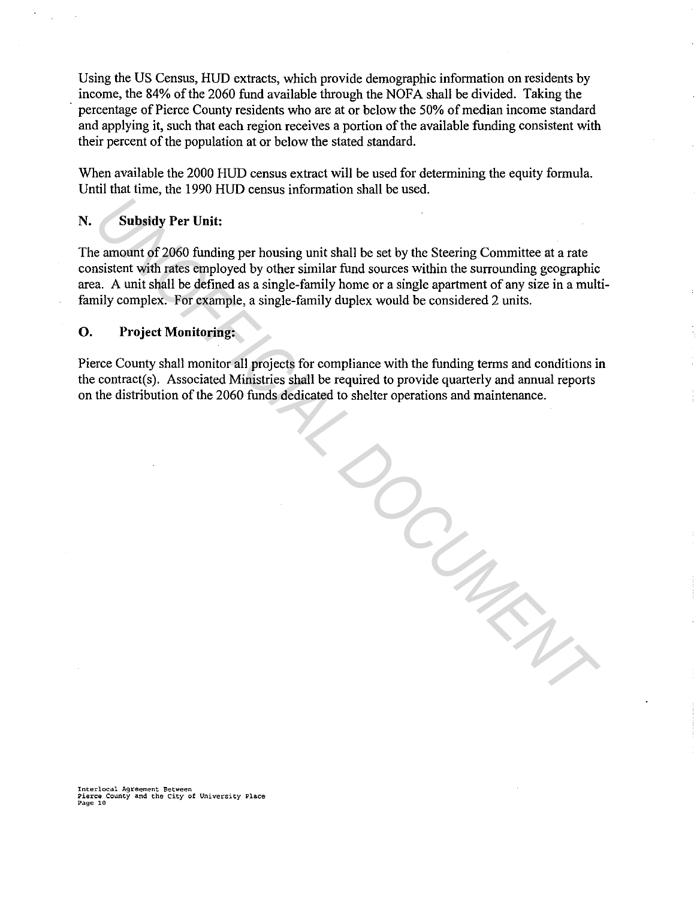Using the US Census, HUD extracts, which provide demographic information on residents by income, the 84% of the 2060 fund available through the NOFA shall be divided. Taking the percentage of Pierce County residents who are at or below the 50% of median income standard and applying it, such that each region receives a portion of the available funding consistent with their percent of the population at or below the stated standard.

When available the 2000 HUD census extract will be used for determining the equity formula. Until that time, the 1990 HUD census information shall be used.

**N. Subsidy Per Unit:**

The amount of 2060 funding per housing unit shall be set by the Steering Committee at a rate consistent with rates employed by other similar fund sources within the surrounding geographic area. A unit shall be defined as a single-family home or a single apartment of any size in a multi-family complex. For example, a single-family duplex would be considered 2 units.

**O. Project Monitoring:**

Pierce County shall monitor all projects for compliance with the funding terms and conditions in the contract(s). Associated Ministries shall be required to provide quarterly and annual reports on the distribution of the 2060 funds dedicated to shelter operations and maintenance.